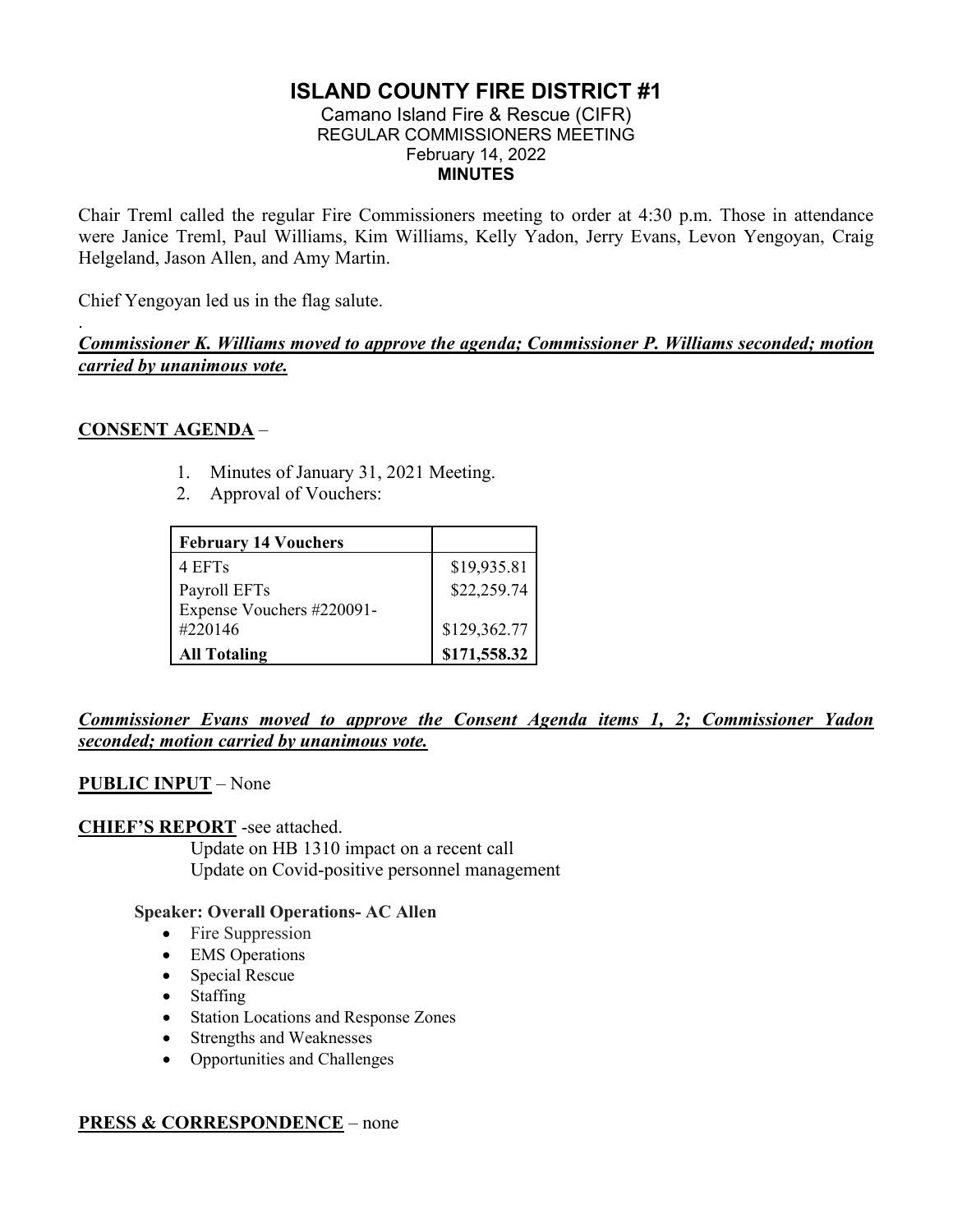# ISLAND COUNTY FIRE DISTRICT #1

Camano Island Fire & Rescue (CIFR)
REGULAR COMMISSIONERS MEETING
February 14, 2022
**MINUTES**

Chair Treml called the regular Fire Commissioners meeting to order at 4:30 p.m. Those in attendance were Janice Treml, Paul Williams, Kim Williams, Kelly Yadon, Jerry Evans, Levon Yengoyan, Craig Helgeland, Jason Allen, and Amy Martin.

Chief Yengoyan led us in the flag salute.

.

***Commissioner K. Williams moved to approve the agenda; Commissioner P. Williams seconded; motion carried by unanimous vote.***

**CONSENT AGENDA** –

1. Minutes of January 31, 2021 Meeting.
2. Approval of Vouchers:

| **February 14 Vouchers** | |
|---|---|
| 4 EFTs | $19,935.81 |
| Payroll EFTs | $22,259.74 |
| Expense Vouchers #220091-#220146 | $129,362.77 |
| **All Totaling** | **$171,558.32** |

***Commissioner Evans moved to approve the Consent Agenda items 1, 2; Commissioner Yadon seconded; motion carried by unanimous vote.***

**PUBLIC INPUT** – None

**CHIEF'S REPORT** -see attached.

Update on HB 1310 impact on a recent call
Update on Covid-positive personnel management

**Speaker: Overall Operations- AC Allen**

- Fire Suppression
- EMS Operations
- Special Rescue
- Staffing
- Station Locations and Response Zones
- Strengths and Weaknesses
- Opportunities and Challenges

**PRESS & CORRESPONDENCE** – none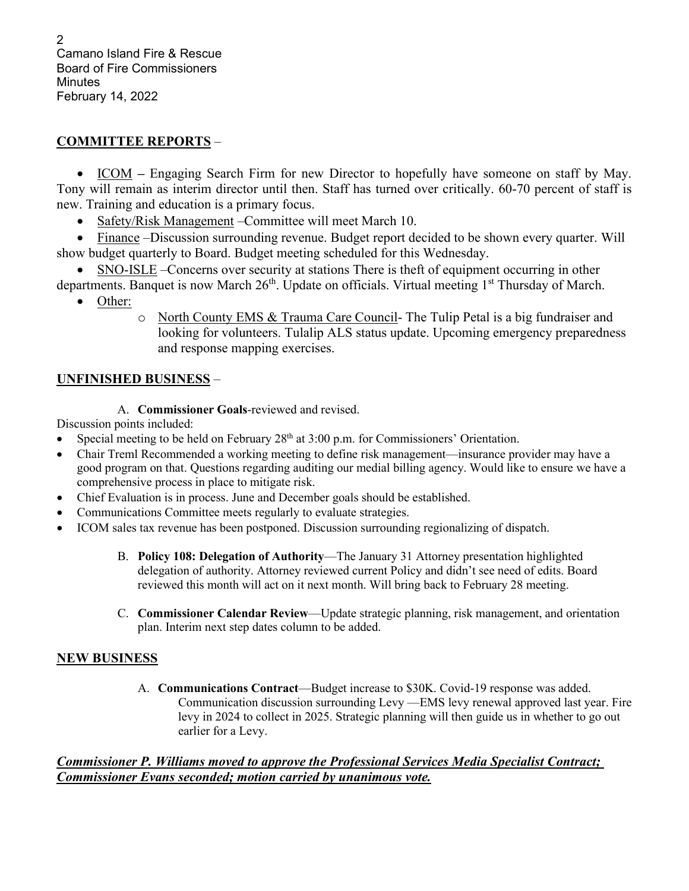## COMMITTEE REPORTS –

- ICOM – Engaging Search Firm for new Director to hopefully have someone on staff by May. Tony will remain as interim director until then. Staff has turned over critically. 60-70 percent of staff is new. Training and education is a primary focus.
- Safety/Risk Management –Committee will meet March 10.
- Finance –Discussion surrounding revenue. Budget report decided to be shown every quarter. Will show budget quarterly to Board. Budget meeting scheduled for this Wednesday.
- SNO-ISLE –Concerns over security at stations There is theft of equipment occurring in other departments. Banquet is now March 26th. Update on officials. Virtual meeting 1st Thursday of March.
- Other:
  - North County EMS & Trauma Care Council- The Tulip Petal is a big fundraiser and looking for volunteers. Tulalip ALS status update. Upcoming emergency preparedness and response mapping exercises.

## UNFINISHED BUSINESS –

A. **Commissioner Goals**-reviewed and revised.

Discussion points included:

- Special meeting to be held on February 28th at 3:00 p.m. for Commissioners' Orientation.
- Chair Treml Recommended a working meeting to define risk management—insurance provider may have a good program on that. Questions regarding auditing our medial billing agency. Would like to ensure we have a comprehensive process in place to mitigate risk.
- Chief Evaluation is in process. June and December goals should be established.
- Communications Committee meets regularly to evaluate strategies.
- ICOM sales tax revenue has been postponed. Discussion surrounding regionalizing of dispatch.

B. **Policy 108: Delegation of Authority**—The January 31 Attorney presentation highlighted delegation of authority. Attorney reviewed current Policy and didn't see need of edits. Board reviewed this month will act on it next month. Will bring back to February 28 meeting.

C. **Commissioner Calendar Review**—Update strategic planning, risk management, and orientation plan. Interim next step dates column to be added.

## NEW BUSINESS

A. **Communications Contract**—Budget increase to $30K. Covid-19 response was added. Communication discussion surrounding Levy —EMS levy renewal approved last year. Fire levy in 2024 to collect in 2025. Strategic planning will then guide us in whether to go out earlier for a Levy.

***Commissioner P. Williams moved to approve the Professional Services Media Specialist Contract; Commissioner Evans seconded; motion carried by unanimous vote.***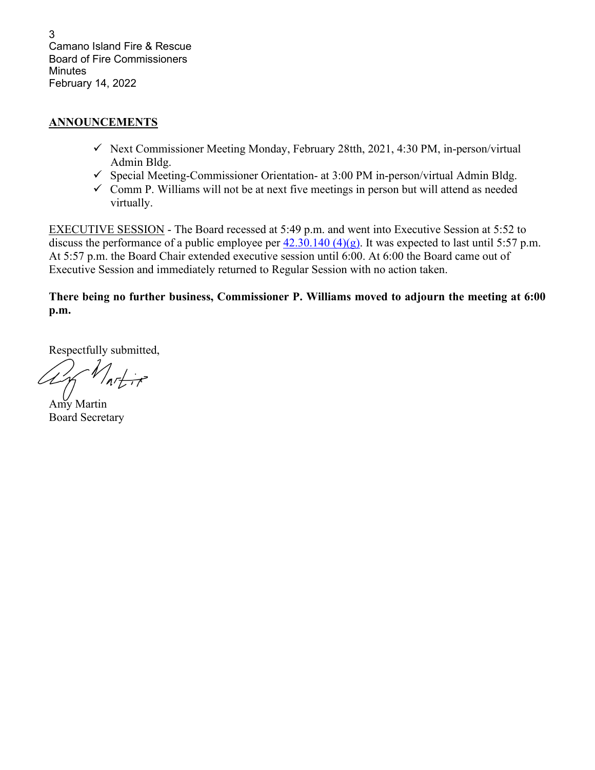Camano Island Fire & Rescue
Board of Fire Commissioners
Minutes
February 14, 2022

## ANNOUNCEMENTS

- ✓ Next Commissioner Meeting Monday, February 28tth, 2021, 4:30 PM, in-person/virtual Admin Bldg.
- ✓ Special Meeting-Commissioner Orientation- at 3:00 PM in-person/virtual Admin Bldg.
- ✓ Comm P. Williams will not be at next five meetings in person but will attend as needed virtually.

EXECUTIVE SESSION - The Board recessed at 5:49 p.m. and went into Executive Session at 5:52 to discuss the performance of a public employee per 42.30.140 (4)(g). It was expected to last until 5:57 p.m. At 5:57 p.m. the Board Chair extended executive session until 6:00. At 6:00 the Board came out of Executive Session and immediately returned to Regular Session with no action taken.

**There being no further business, Commissioner P. Williams moved to adjourn the meeting at 6:00 p.m.**

Respectfully submitted,

Amy Martin
Board Secretary